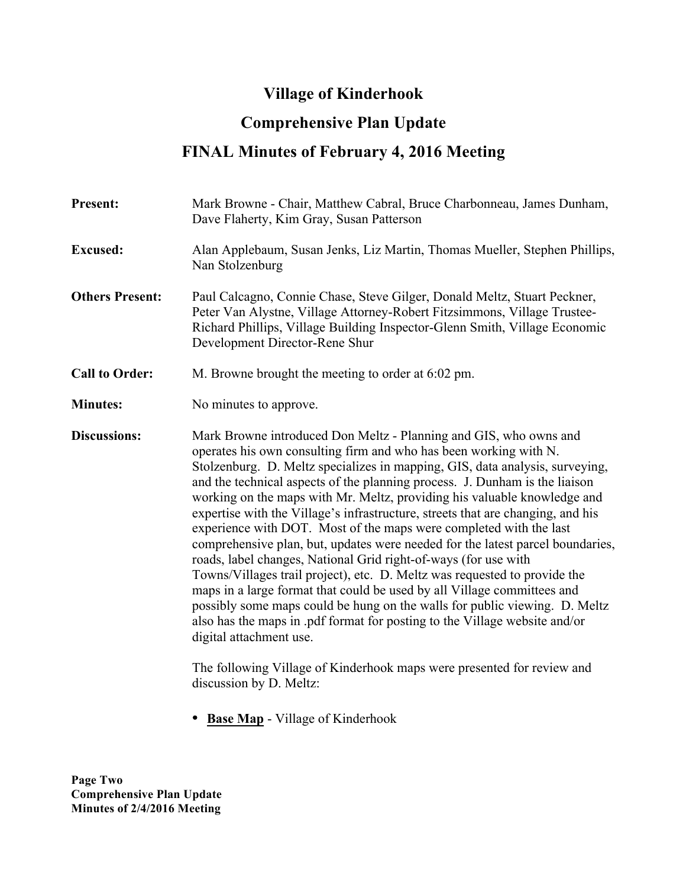# Village of Kinderhook

## Comprehensive Plan Update

## FINAL Minutes of February 4, 2016 Meeting

**Present:** Mark Browne - Chair, Matthew Cabral, Bruce Charbonneau, James Dunham, Dave Flaherty, Kim Gray, Susan Patterson

**Excused:** Alan Applebaum, Susan Jenks, Liz Martin, Thomas Mueller, Stephen Phillips, Nan Stolzenburg

**Others Present:** Paul Calcagno, Connie Chase, Steve Gilger, Donald Meltz, Stuart Peckner, Peter Van Alystne, Village Attorney-Robert Fitzsimmons, Village Trustee-Richard Phillips, Village Building Inspector-Glenn Smith, Village Economic Development Director-Rene Shur

**Call to Order:** M. Browne brought the meeting to order at 6:02 pm.

**Minutes:** No minutes to approve.

**Discussions:** Mark Browne introduced Don Meltz - Planning and GIS, who owns and operates his own consulting firm and who has been working with N. Stolzenburg. D. Meltz specializes in mapping, GIS, data analysis, surveying, and the technical aspects of the planning process. J. Dunham is the liaison working on the maps with Mr. Meltz, providing his valuable knowledge and expertise with the Village's infrastructure, streets that are changing, and his experience with DOT. Most of the maps were completed with the last comprehensive plan, but, updates were needed for the latest parcel boundaries, roads, label changes, National Grid right-of-ways (for use with Towns/Villages trail project), etc. D. Meltz was requested to provide the maps in a large format that could be used by all Village committees and possibly some maps could be hung on the walls for public viewing. D. Meltz also has the maps in .pdf format for posting to the Village website and/or digital attachment use.

The following Village of Kinderhook maps were presented for review and discussion by D. Meltz:

- **Base Map** - Village of Kinderhook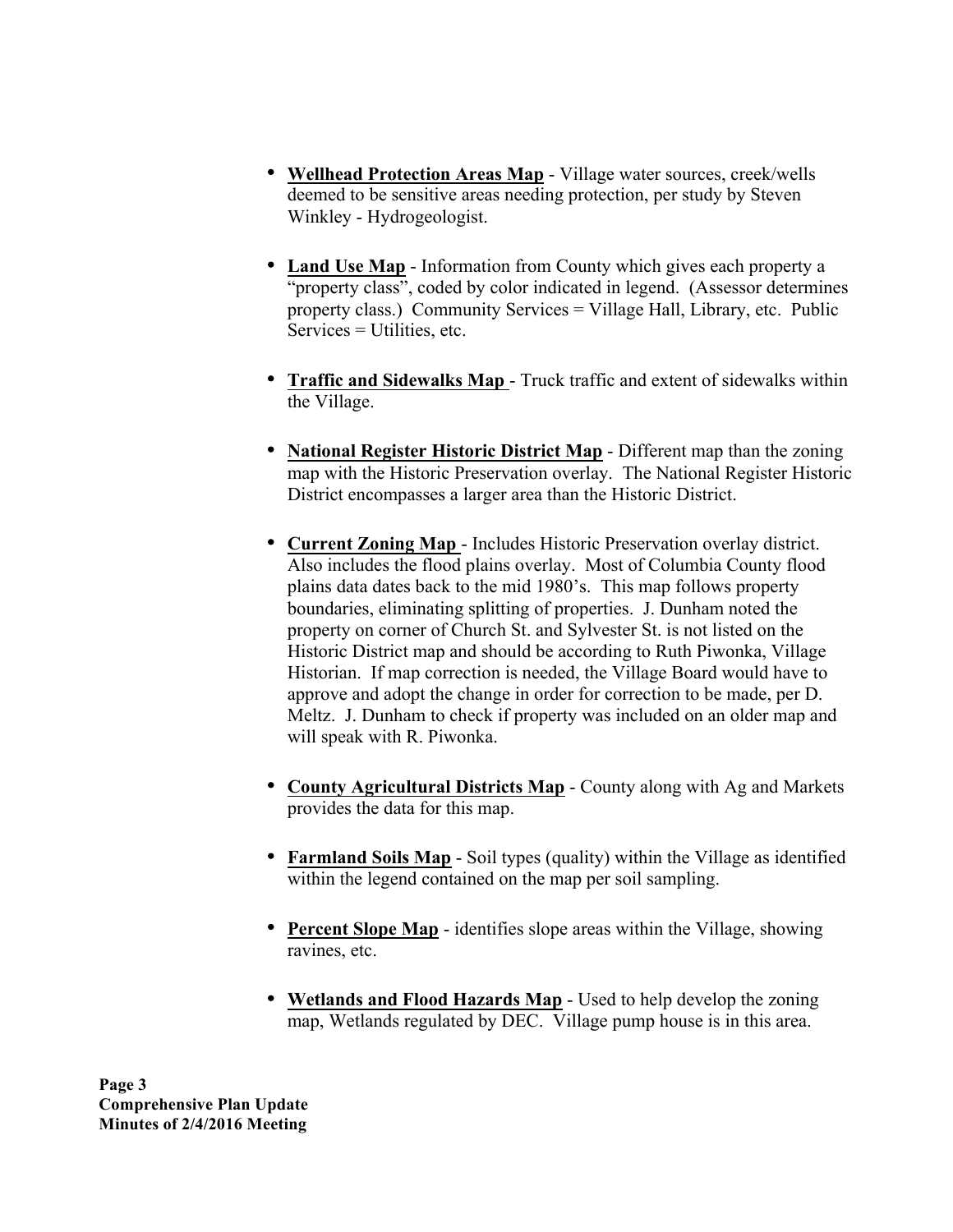- **Wellhead Protection Areas Map** - Village water sources, creek/wells deemed to be sensitive areas needing protection, per study by Steven Winkley - Hydrogeologist.

- **Land Use Map** - Information from County which gives each property a "property class", coded by color indicated in legend. (Assessor determines property class.) Community Services = Village Hall, Library, etc. Public Services = Utilities, etc.

- **Traffic and Sidewalks Map** - Truck traffic and extent of sidewalks within the Village.

- **National Register Historic District Map** - Different map than the zoning map with the Historic Preservation overlay. The National Register Historic District encompasses a larger area than the Historic District.

- **Current Zoning Map** - Includes Historic Preservation overlay district. Also includes the flood plains overlay. Most of Columbia County flood plains data dates back to the mid 1980's. This map follows property boundaries, eliminating splitting of properties. J. Dunham noted the property on corner of Church St. and Sylvester St. is not listed on the Historic District map and should be according to Ruth Piwonka, Village Historian. If map correction is needed, the Village Board would have to approve and adopt the change in order for correction to be made, per D. Meltz. J. Dunham to check if property was included on an older map and will speak with R. Piwonka.

- **County Agricultural Districts Map** - County along with Ag and Markets provides the data for this map.

- **Farmland Soils Map** - Soil types (quality) within the Village as identified within the legend contained on the map per soil sampling.

- **Percent Slope Map** - identifies slope areas within the Village, showing ravines, etc.

- **Wetlands and Flood Hazards Map** - Used to help develop the zoning map, Wetlands regulated by DEC. Village pump house is in this area.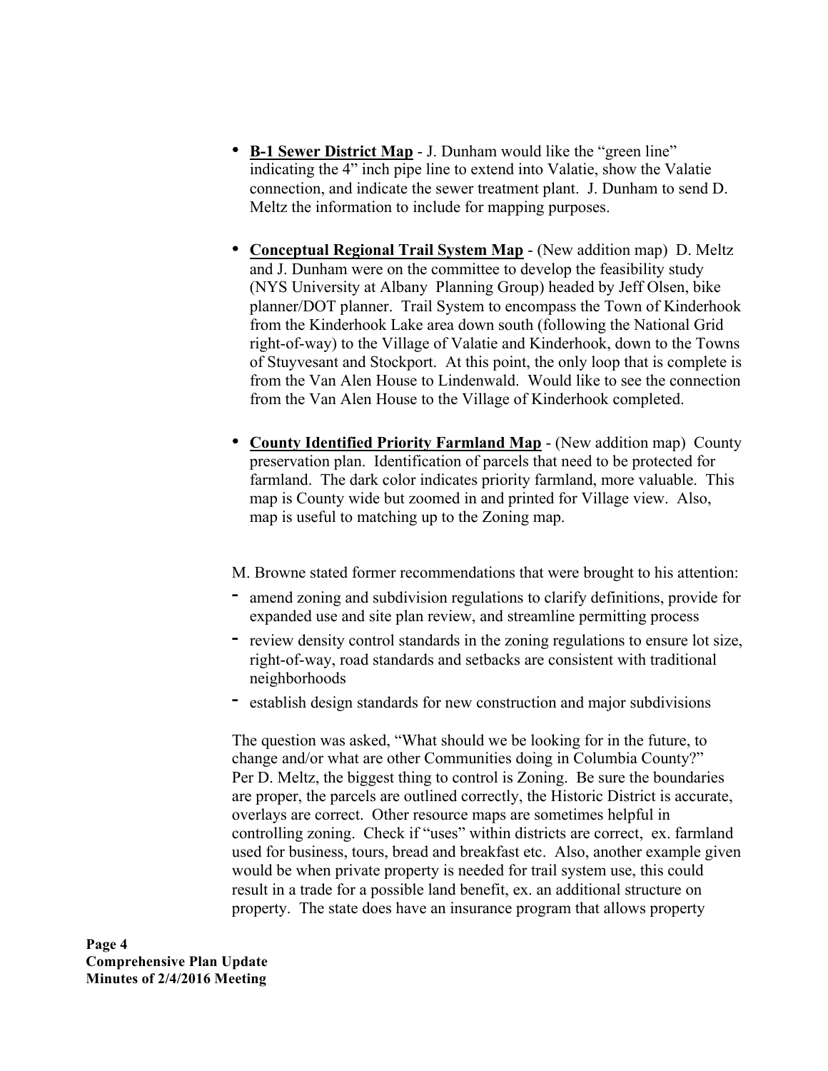- **B-1 Sewer District Map** - J. Dunham would like the "green line" indicating the 4" inch pipe line to extend into Valatie, show the Valatie connection, and indicate the sewer treatment plant. J. Dunham to send D. Meltz the information to include for mapping purposes.

- **Conceptual Regional Trail System Map** - (New addition map) D. Meltz and J. Dunham were on the committee to develop the feasibility study (NYS University at Albany Planning Group) headed by Jeff Olsen, bike planner/DOT planner. Trail System to encompass the Town of Kinderhook from the Kinderhook Lake area down south (following the National Grid right-of-way) to the Village of Valatie and Kinderhook, down to the Towns of Stuyvesant and Stockport. At this point, the only loop that is complete is from the Van Alen House to Lindenwald. Would like to see the connection from the Van Alen House to the Village of Kinderhook completed.

- **County Identified Priority Farmland Map** - (New addition map) County preservation plan. Identification of parcels that need to be protected for farmland. The dark color indicates priority farmland, more valuable. This map is County wide but zoomed in and printed for Village view. Also, map is useful to matching up to the Zoning map.

M. Browne stated former recommendations that were brought to his attention:

- amend zoning and subdivision regulations to clarify definitions, provide for expanded use and site plan review, and streamline permitting process
- review density control standards in the zoning regulations to ensure lot size, right-of-way, road standards and setbacks are consistent with traditional neighborhoods
- establish design standards for new construction and major subdivisions

The question was asked, "What should we be looking for in the future, to change and/or what are other Communities doing in Columbia County?" Per D. Meltz, the biggest thing to control is Zoning. Be sure the boundaries are proper, the parcels are outlined correctly, the Historic District is accurate, overlays are correct. Other resource maps are sometimes helpful in controlling zoning. Check if "uses" within districts are correct, ex. farmland used for business, tours, bread and breakfast etc. Also, another example given would be when private property is needed for trail system use, this could result in a trade for a possible land benefit, ex. an additional structure on property. The state does have an insurance program that allows property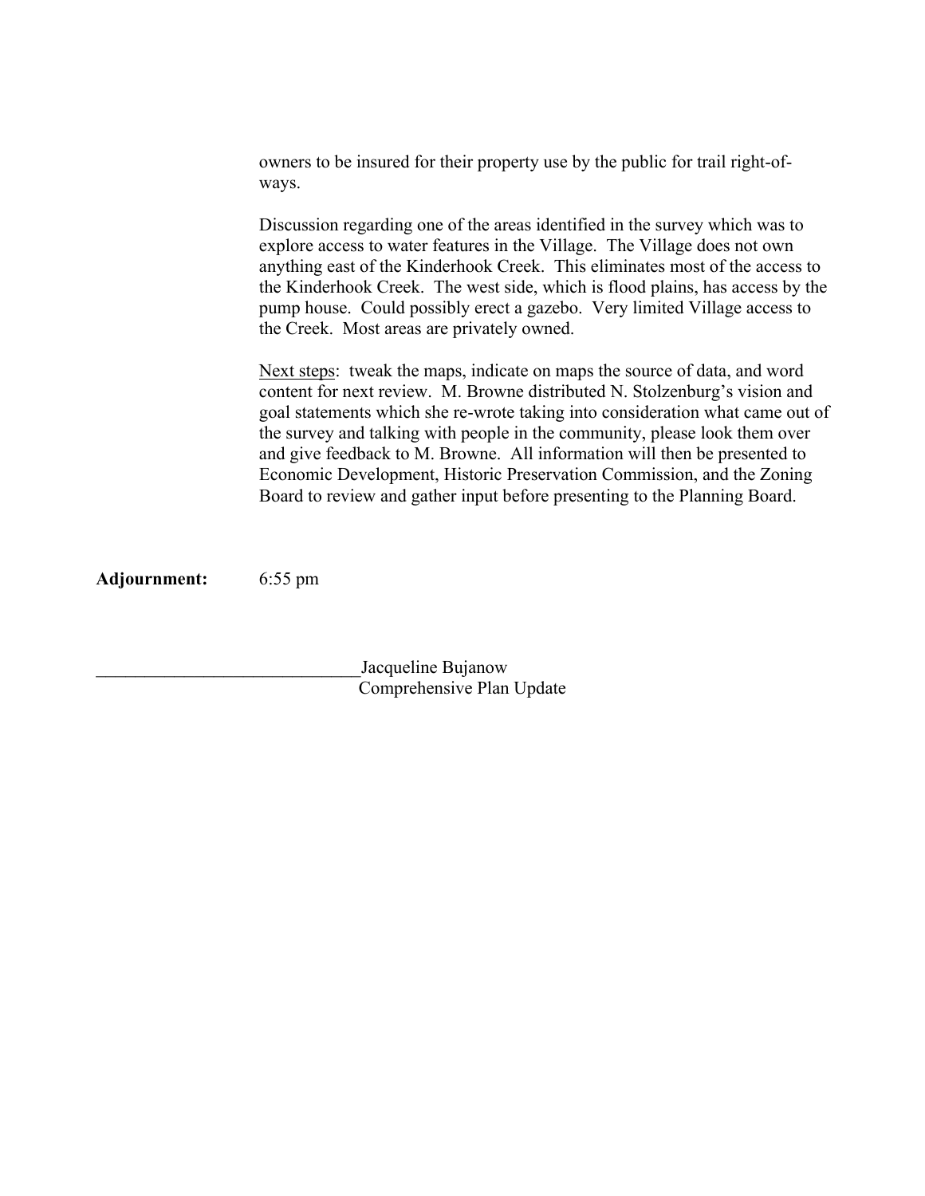owners to be insured for their property use by the public for trail right-of-ways.

Discussion regarding one of the areas identified in the survey which was to explore access to water features in the Village. The Village does not own anything east of the Kinderhook Creek. This eliminates most of the access to the Kinderhook Creek. The west side, which is flood plains, has access by the pump house. Could possibly erect a gazebo. Very limited Village access to the Creek. Most areas are privately owned.

<u>Next steps</u>: tweak the maps, indicate on maps the source of data, and word content for next review. M. Browne distributed N. Stolzenburg's vision and goal statements which she re-wrote taking into consideration what came out of the survey and talking with people in the community, please look them over and give feedback to M. Browne. All information will then be presented to Economic Development, Historic Preservation Commission, and the Zoning Board to review and gather input before presenting to the Planning Board.

**Adjournment:** 6:55 pm

______________________________ Jacqueline Bujanow
Comprehensive Plan Update